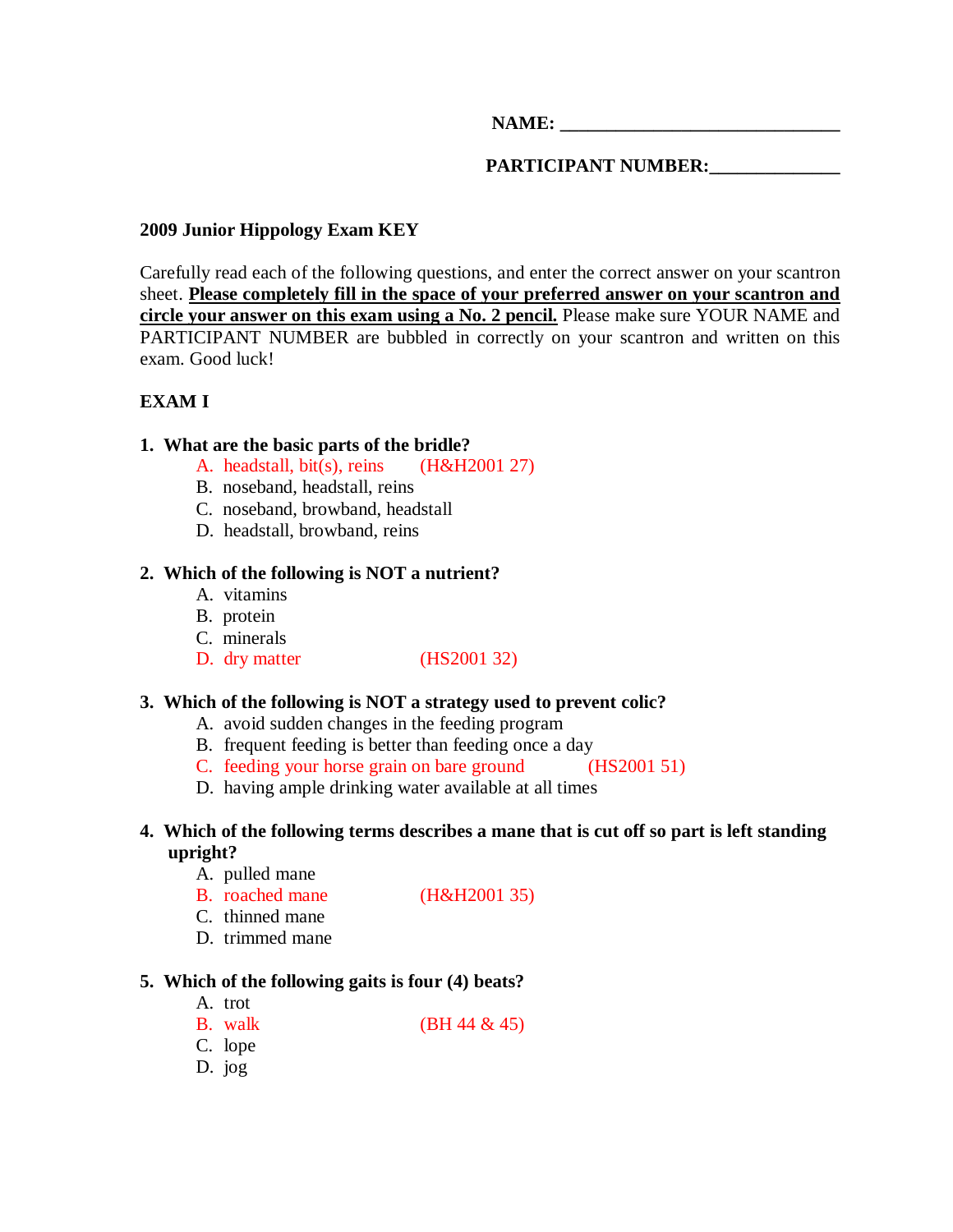**NAME: ______________________________**

**PARTICIPANT NUMBER:______________**

**2009 Junior Hippology Exam KEY**

Carefully read each of the following questions, and enter the correct answer on your scantron sheet. **Please completely fill in the space of your preferred answer on your scantron and circle your answer on this exam using a No. 2 pencil.** Please make sure YOUR NAME and PARTICIPANT NUMBER are bubbled in correctly on your scantron and written on this exam. Good luck!

**EXAM I**

**1. What are the basic parts of the bridle?**

A. headstall, bit(s), reins (H&H2001 27)
B. noseband, headstall, reins
C. noseband, browband, headstall
D. headstall, browband, reins

**2. Which of the following is NOT a nutrient?**

A. vitamins
B. protein
C. minerals
D. dry matter (HS2001 32)

**3. Which of the following is NOT a strategy used to prevent colic?**

A. avoid sudden changes in the feeding program
B. frequent feeding is better than feeding once a day
C. feeding your horse grain on bare ground (HS2001 51)
D. having ample drinking water available at all times

**4. Which of the following terms describes a mane that is cut off so part is left standing upright?**

A. pulled mane
B. roached mane (H&H2001 35)
C. thinned mane
D. trimmed mane

**5. Which of the following gaits is four (4) beats?**

A. trot
B. walk (BH 44 & 45)
C. lope
D. jog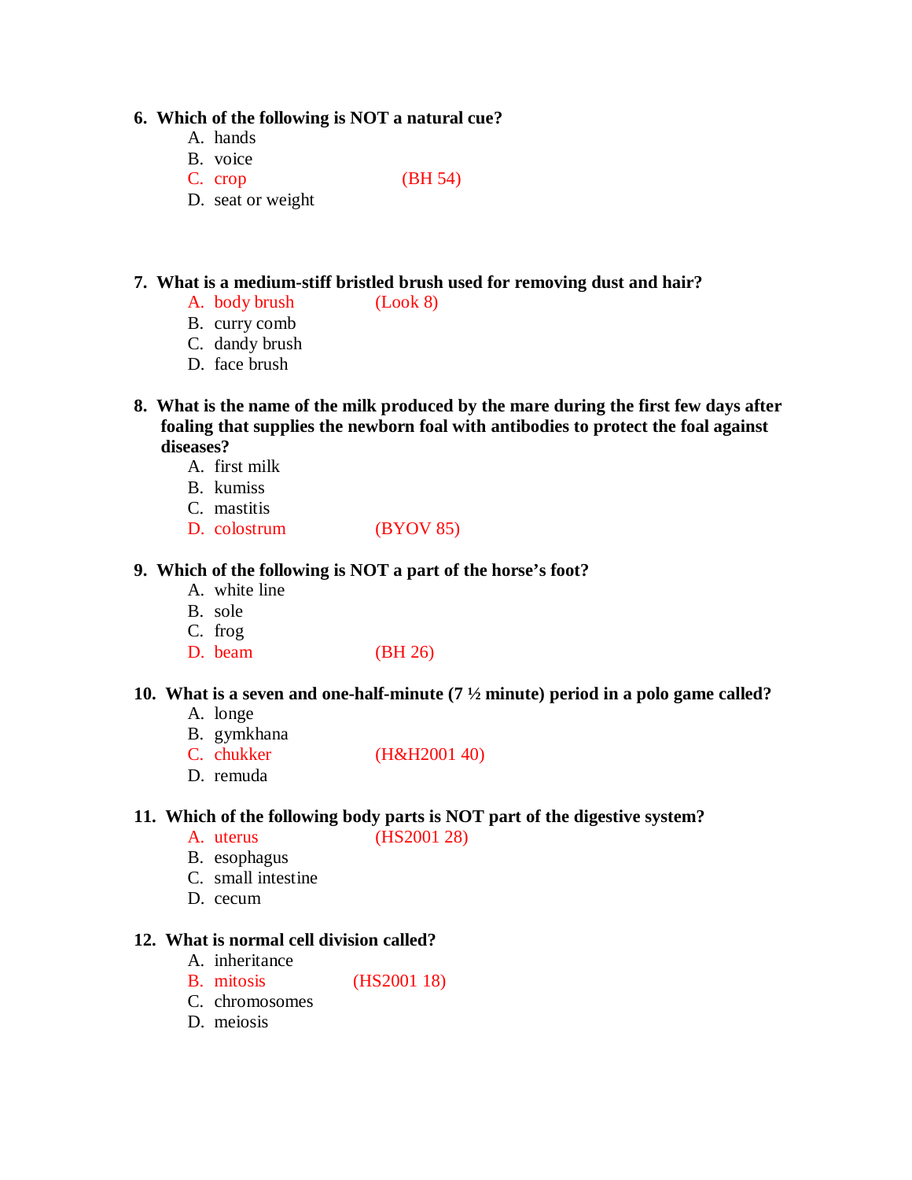6. **Which of the following is NOT a natural cue?**
   A. hands
   B. voice
   C. crop (BH 54)
   D. seat or weight

7. **What is a medium-stiff bristled brush used for removing dust and hair?**
   A. body brush (Look 8)
   B. curry comb
   C. dandy brush
   D. face brush

8. **What is the name of the milk produced by the mare during the first few days after foaling that supplies the newborn foal with antibodies to protect the foal against diseases?**
   A. first milk
   B. kumiss
   C. mastitis
   D. colostrum (BYOV 85)

9. **Which of the following is NOT a part of the horse's foot?**
   A. white line
   B. sole
   C. frog
   D. beam (BH 26)

10. **What is a seven and one-half-minute (7 ½ minute) period in a polo game called?**
    A. longe
    B. gymkhana
    C. chukker (H&H2001 40)
    D. remuda

11. **Which of the following body parts is NOT part of the digestive system?**
    A. uterus (HS2001 28)
    B. esophagus
    C. small intestine
    D. cecum

12. **What is normal cell division called?**
    A. inheritance
    B. mitosis (HS2001 18)
    C. chromosomes
    D. meiosis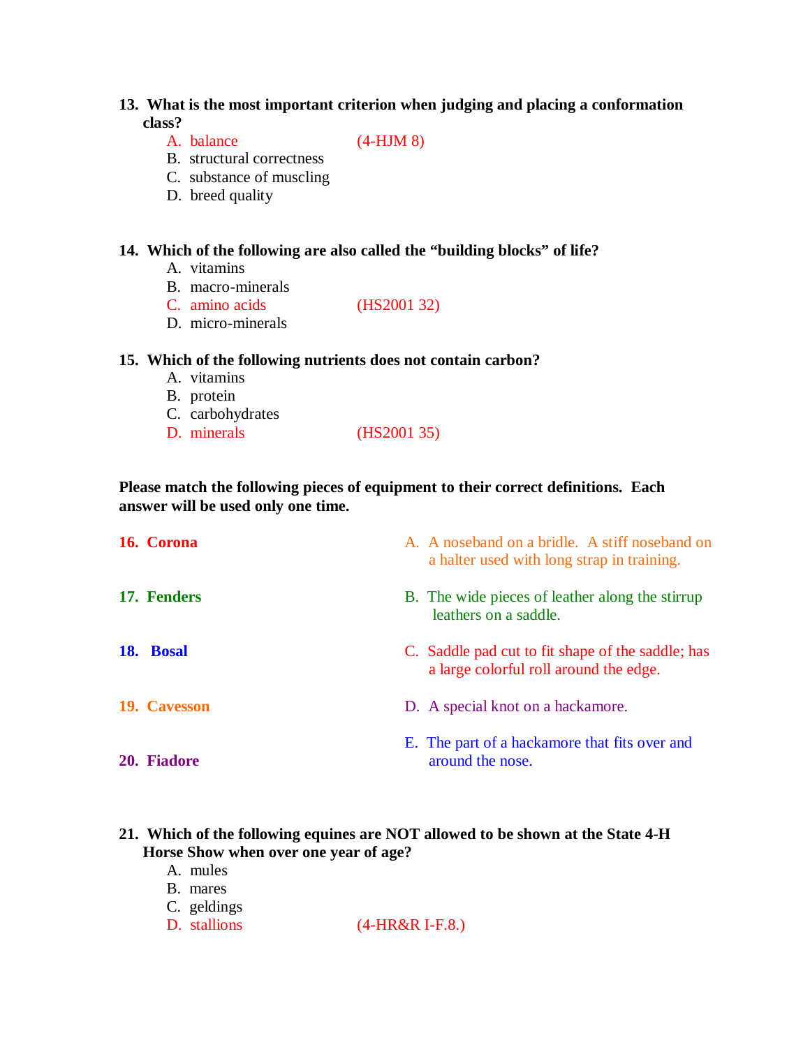**13. What is the most important criterion when judging and placing a conformation class?**

A. balance (4-HJM 8)
B. structural correctness
C. substance of muscling
D. breed quality

**14. Which of the following are also called the "building blocks" of life?**

A. vitamins
B. macro-minerals
C. amino acids (HS2001 32)
D. micro-minerals

**15. Which of the following nutrients does not contain carbon?**

A. vitamins
B. protein
C. carbohydrates
D. minerals (HS2001 35)

**Please match the following pieces of equipment to their correct definitions. Each answer will be used only one time.**

**16. Corona**

**17. Fenders**

**18. Bosal**

**19. Cavesson**

**20. Fiadore**

A. A noseband on a bridle. A stiff noseband on a halter used with long strap in training.

B. The wide pieces of leather along the stirrup leathers on a saddle.

C. Saddle pad cut to fit shape of the saddle; has a large colorful roll around the edge.

D. A special knot on a hackamore.

E. The part of a hackamore that fits over and around the nose.

**21. Which of the following equines are NOT allowed to be shown at the State 4-H Horse Show when over one year of age?**

A. mules
B. mares
C. geldings
D. stallions (4-HR&R I-F.8.)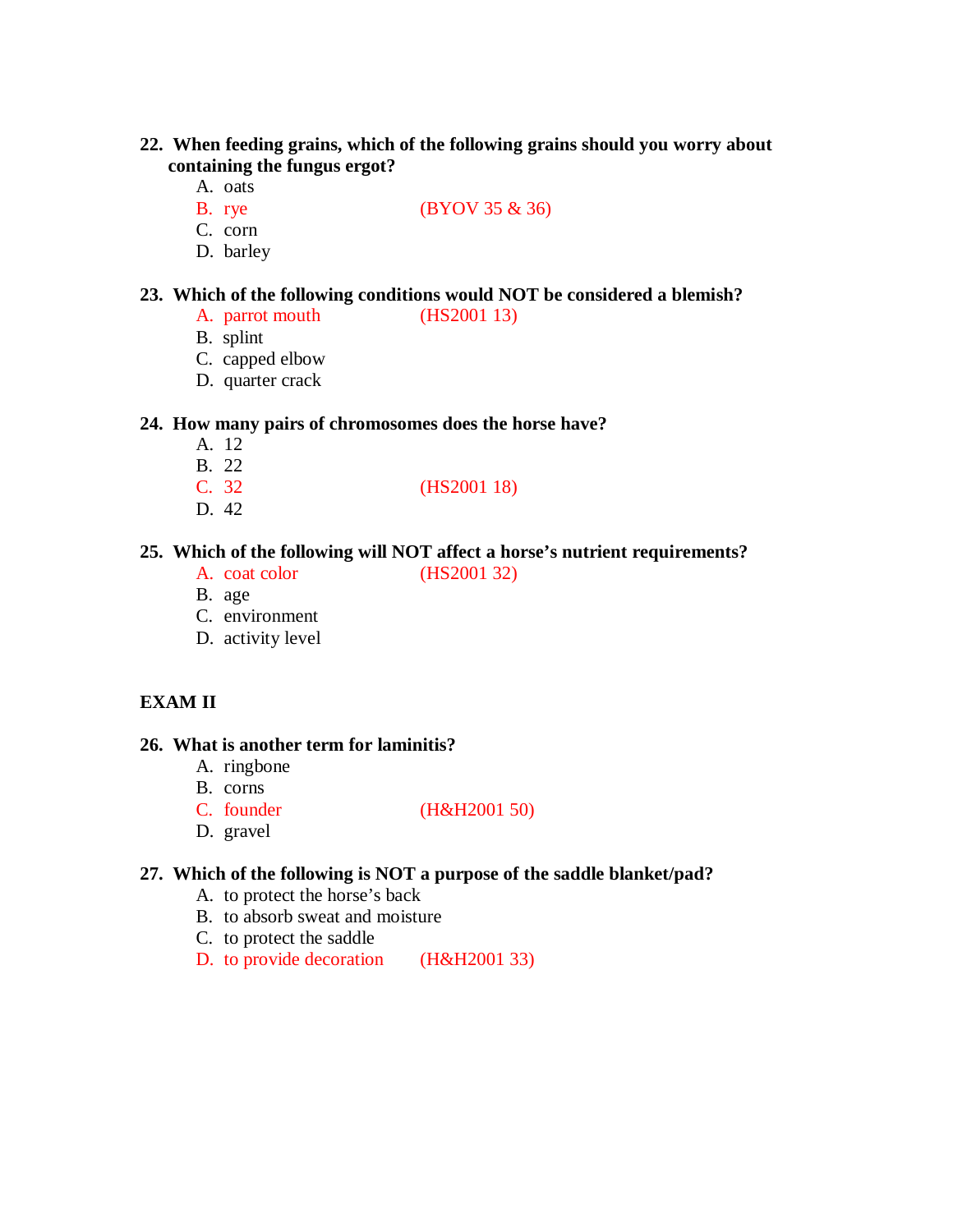**22. When feeding grains, which of the following grains should you worry about containing the fungus ergot?**

A. oats
B. rye (BYOV 35 & 36)
C. corn
D. barley

**23. Which of the following conditions would NOT be considered a blemish?**

A. parrot mouth (HS2001 13)
B. splint
C. capped elbow
D. quarter crack

**24. How many pairs of chromosomes does the horse have?**

A. 12
B. 22
C. 32 (HS2001 18)
D. 42

**25. Which of the following will NOT affect a horse's nutrient requirements?**

A. coat color (HS2001 32)
B. age
C. environment
D. activity level

**EXAM II**

**26. What is another term for laminitis?**

A. ringbone
B. corns
C. founder (H&H2001 50)
D. gravel

**27. Which of the following is NOT a purpose of the saddle blanket/pad?**

A. to protect the horse's back
B. to absorb sweat and moisture
C. to protect the saddle
D. to provide decoration (H&H2001 33)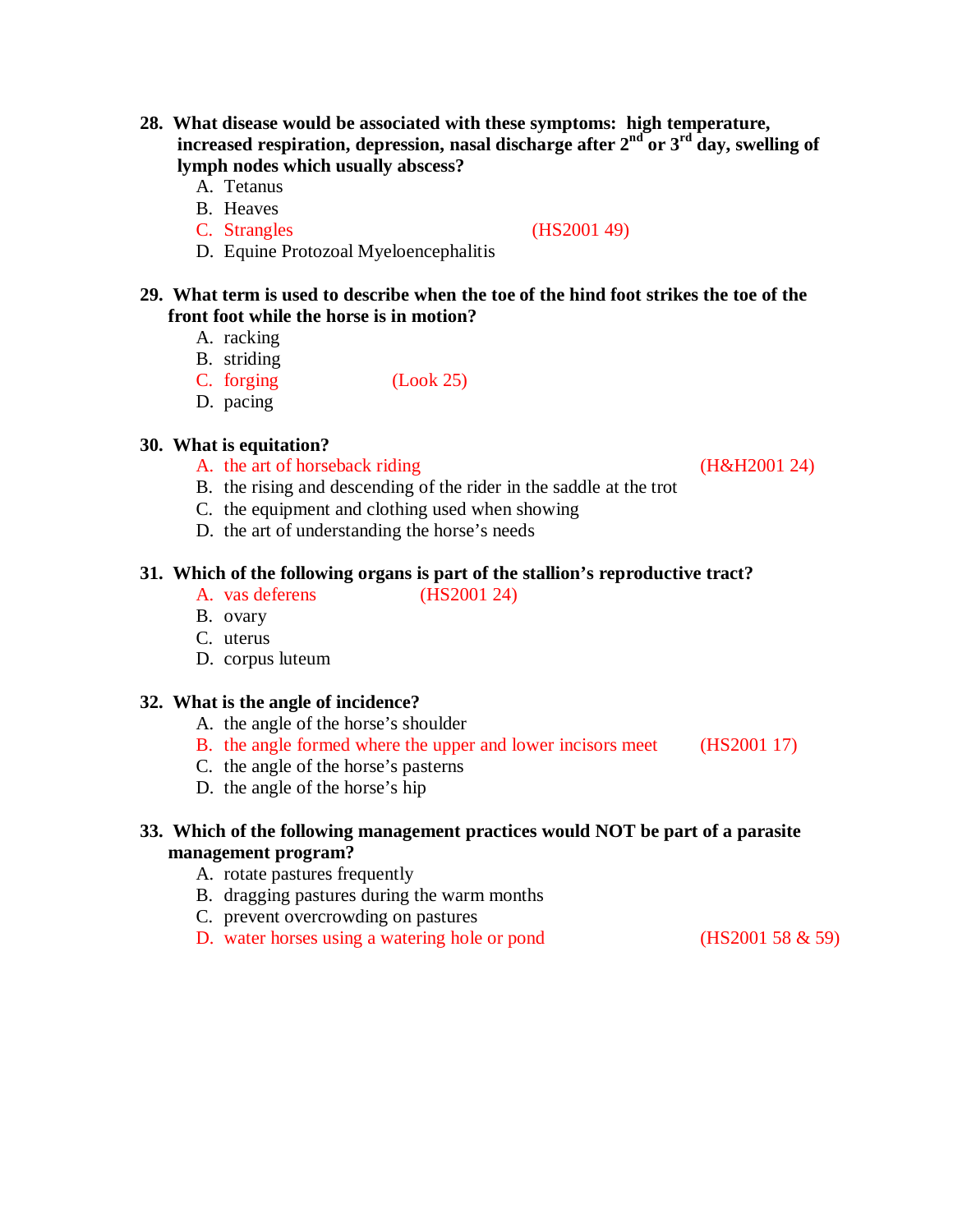**28. What disease would be associated with these symptoms: high temperature, increased respiration, depression, nasal discharge after 2nd or 3rd day, swelling of lymph nodes which usually abscess?**

A. Tetanus
B. Heaves
C. Strangles (HS2001 49)
D. Equine Protozoal Myeloencephalitis

**29. What term is used to describe when the toe of the hind foot strikes the toe of the front foot while the horse is in motion?**

A. racking
B. striding
C. forging (Look 25)
D. pacing

**30. What is equitation?**

A. the art of horseback riding (H&H2001 24)
B. the rising and descending of the rider in the saddle at the trot
C. the equipment and clothing used when showing
D. the art of understanding the horse's needs

**31. Which of the following organs is part of the stallion's reproductive tract?**

A. vas deferens (HS2001 24)
B. ovary
C. uterus
D. corpus luteum

**32. What is the angle of incidence?**

A. the angle of the horse's shoulder
B. the angle formed where the upper and lower incisors meet (HS2001 17)
C. the angle of the horse's pasterns
D. the angle of the horse's hip

**33. Which of the following management practices would NOT be part of a parasite management program?**

A. rotate pastures frequently
B. dragging pastures during the warm months
C. prevent overcrowding on pastures
D. water horses using a watering hole or pond (HS2001 58 & 59)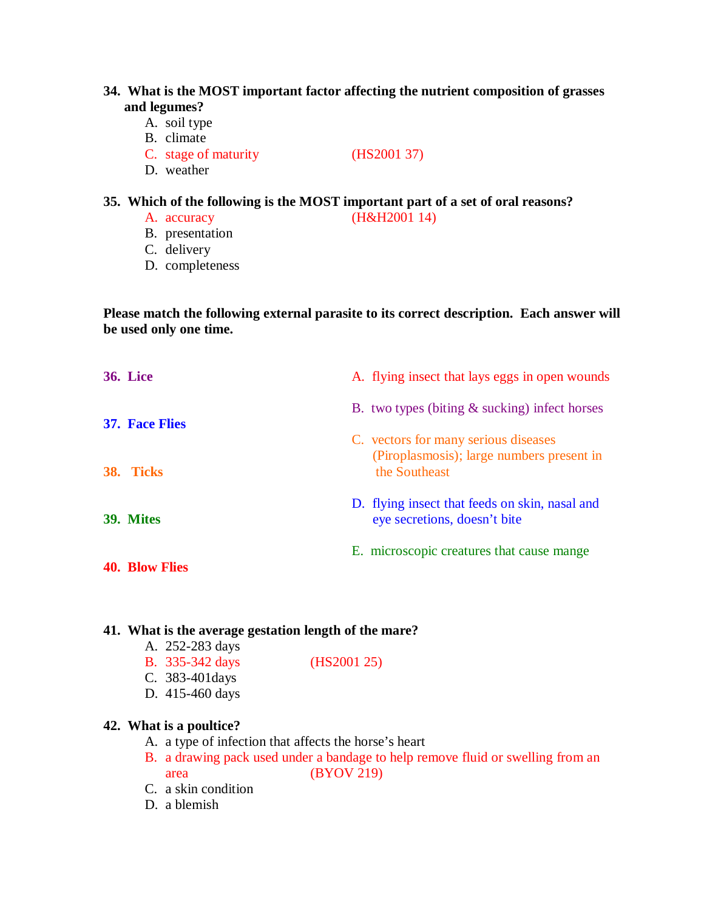**34. What is the MOST important factor affecting the nutrient composition of grasses and legumes?**

A. soil type
B. climate
C. stage of maturity (HS2001 37)
D. weather

**35. Which of the following is the MOST important part of a set of oral reasons?**

A. accuracy (H&H2001 14)
B. presentation
C. delivery
D. completeness

**Please match the following external parasite to its correct description. Each answer will be used only one time.**

**36. Lice**

**37. Face Flies**

**38. Ticks**

**39. Mites**

**40. Blow Flies**

A. flying insect that lays eggs in open wounds

B. two types (biting & sucking) infect horses

C. vectors for many serious diseases (Piroplasmosis); large numbers present in the Southeast

D. flying insect that feeds on skin, nasal and eye secretions, doesn't bite

E. microscopic creatures that cause mange

**41. What is the average gestation length of the mare?**

A. 252-283 days
B. 335-342 days (HS2001 25)
C. 383-401days
D. 415-460 days

**42. What is a poultice?**

A. a type of infection that affects the horse's heart
B. a drawing pack used under a bandage to help remove fluid or swelling from an area (BYOV 219)
C. a skin condition
D. a blemish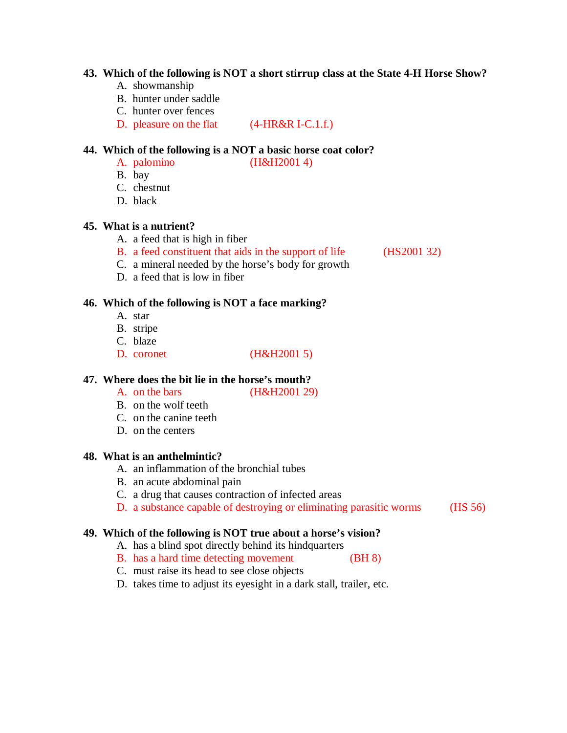**43. Which of the following is NOT a short stirrup class at the State 4-H Horse Show?**

A. showmanship
B. hunter under saddle
C. hunter over fences
D. pleasure on the flat (4-HR&R I-C.1.f.)

**44. Which of the following is a NOT a basic horse coat color?**

A. palomino (H&H2001 4)
B. bay
C. chestnut
D. black

**45. What is a nutrient?**

A. a feed that is high in fiber
B. a feed constituent that aids in the support of life (HS2001 32)
C. a mineral needed by the horse's body for growth
D. a feed that is low in fiber

**46. Which of the following is NOT a face marking?**

A. star
B. stripe
C. blaze
D. coronet (H&H2001 5)

**47. Where does the bit lie in the horse's mouth?**

A. on the bars (H&H2001 29)
B. on the wolf teeth
C. on the canine teeth
D. on the centers

**48. What is an anthelmintic?**

A. an inflammation of the bronchial tubes
B. an acute abdominal pain
C. a drug that causes contraction of infected areas
D. a substance capable of destroying or eliminating parasitic worms (HS 56)

**49. Which of the following is NOT true about a horse's vision?**

A. has a blind spot directly behind its hindquarters
B. has a hard time detecting movement (BH 8)
C. must raise its head to see close objects
D. takes time to adjust its eyesight in a dark stall, trailer, etc.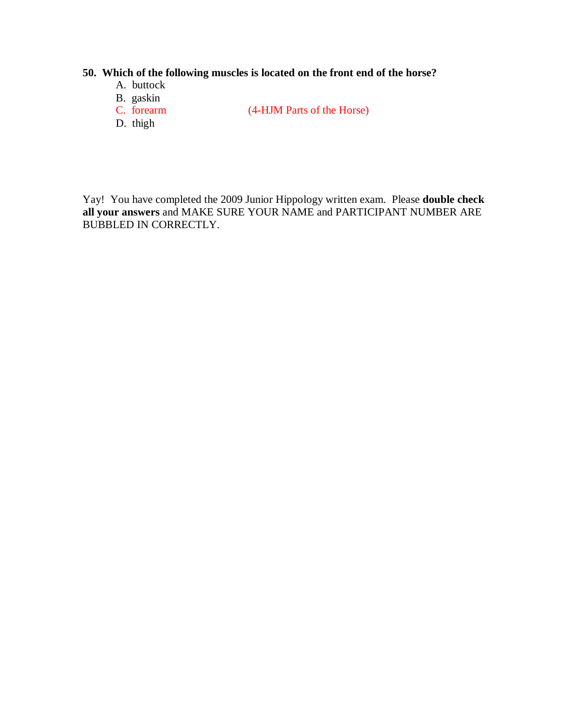**50. Which of the following muscles is located on the front end of the horse?**

A. buttock
B. gaskin
C. forearm (4-HJM Parts of the Horse)
D. thigh

Yay! You have completed the 2009 Junior Hippology written exam. Please **double check all your answers** and MAKE SURE YOUR NAME and PARTICIPANT NUMBER ARE BUBBLED IN CORRECTLY.